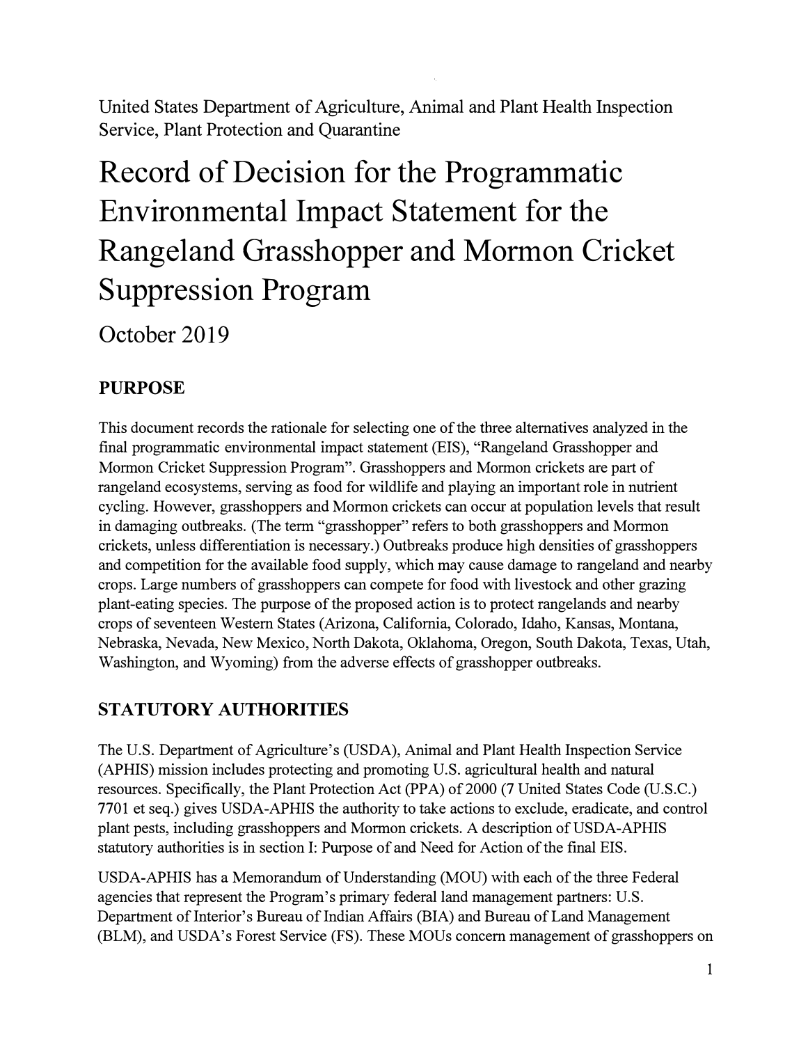United States Department of Agriculture, Animal and Plant Health Inspection Service, Plant Protection and Quarantine

# Record of Decision for the Programmatic Environmental Impact Statement for the Rangeland Grasshopper and Mormon Cricket Suppression Program

October 2019

## PURPOSE

This document records the rationale for selecting one of the three alternatives analyzed in the final programmatic environmental impact statement (EIS), "Rangeland Grasshopper and Mormon Cricket Suppression Program". Grasshoppers and Mormon crickets are part of rangeland ecosystems, serving as food for wildlife and playing an important role in nutrient cycling. However, grasshoppers and Mormon crickets can occur at population levels that result in damaging outbreaks. (The term "grasshopper" refers to both grasshoppers and Mormon crickets, unless differentiation is necessary.) Outbreaks produce high densities of grasshoppers and competition for the available food supply, which may cause damage to rangeland and nearby crops. Large numbers of grasshoppers can compete for food with livestock and other grazing plant-eating species. The purpose of the proposed action is to protect rangelands and nearby crops of seventeen Western States (Arizona, California, Colorado, Idaho, Kansas, Montana, Nebraska, Nevada, New Mexico, North Dakota, Oklahoma, Oregon, South Dakota, Texas, Utah, Washington, and Wyoming) from the adverse effects of grasshopper outbreaks.

## STATUTORY AUTHORITIES

The U.S. Department of Agriculture's (USDA), Animal and Plant Health Inspection Service (APHIS) mission includes protecting and promoting U.S. agricultural health and natural resources. Specifically, the Plant Protection Act (PPA) of 2000 (7 United States Code (U.S.C.) 7701 et seq.) gives USDA-APHIS the authority to take actions to exclude, eradicate, and control plant pests, including grasshoppers and Mormon crickets. A description of USDA-APHIS statutory authorities is in section I: Purpose of and Need for Action of the final EIS.

USDA-APHIS has a Memorandum of Understanding (MOU) with each of the three Federal agencies that represent the Program's primary federal land management partners: U.S. Department of Interior's Bureau of Indian Affairs (BIA) and Bureau of Land Management (BLM), and USDA's Forest Service (FS). These MOUs concern management of grasshoppers on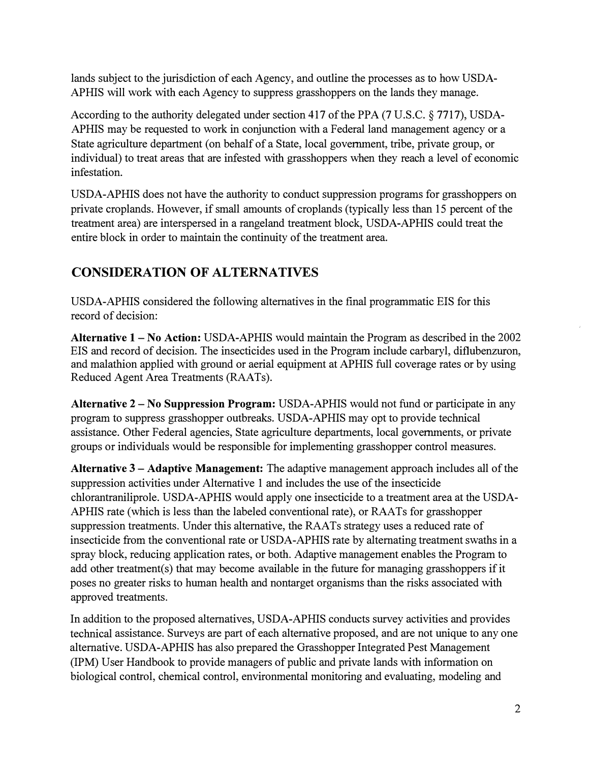lands subject to the jurisdiction of each Agency, and outline the processes as to how USDA-APHIS will work with each Agency to suppress grasshoppers on the lands they manage.

According to the authority delegated under section 417 of the PPA (7 U.S.C. § 7717), USDA-APHIS may be requested to work in conjunction with a Federal land management agency or a State agriculture department (on behalf of a State, local government, tribe, private group, or individual) to treat areas that are infested with grasshoppers when they reach a level of economic infestation.

USDA-APHIS does not have the authority to conduct suppression programs for grasshoppers on private croplands. However, if small amounts of croplands (typically less than 15 percent of the treatment area) are interspersed in a rangeland treatment block, USDA-APHIS could treat the entire block in order to maintain the continuity of the treatment area.

## CONSIDERATION OF ALTERNATIVES

USDA-APHIS considered the following alternatives in the final programmatic EIS for this record of decision:

**Alternative 1 – No Action:** USDA-APHIS would maintain the Program as described in the 2002 EIS and record of decision. The insecticides used in the Program include carbaryl, diflubenzuron, and malathion applied with ground or aerial equipment at APHIS full coverage rates or by using Reduced Agent Area Treatments (RAATs).

**Alternative 2 – No Suppression Program:** USDA-APHIS would not fund or participate in any program to suppress grasshopper outbreaks. USDA-APHIS may opt to provide technical assistance. Other Federal agencies, State agriculture departments, local governments, or private groups or individuals would be responsible for implementing grasshopper control measures.

**Alternative 3 – Adaptive Management:** The adaptive management approach includes all of the suppression activities under Alternative 1 and includes the use of the insecticide chlorantraniliprole. USDA-APHIS would apply one insecticide to a treatment area at the USDA-APHIS rate (which is less than the labeled conventional rate), or RAATs for grasshopper suppression treatments. Under this alternative, the RAATs strategy uses a reduced rate of insecticide from the conventional rate or USDA-APHIS rate by alternating treatment swaths in a spray block, reducing application rates, or both. Adaptive management enables the Program to add other treatment(s) that may become available in the future for managing grasshoppers if it poses no greater risks to human health and nontarget organisms than the risks associated with approved treatments.

In addition to the proposed alternatives, USDA-APHIS conducts survey activities and provides technical assistance. Surveys are part of each alternative proposed, and are not unique to any one alternative. USDA-APHIS has also prepared the Grasshopper Integrated Pest Management (IPM) User Handbook to provide managers of public and private lands with information on biological control, chemical control, environmental monitoring and evaluating, modeling and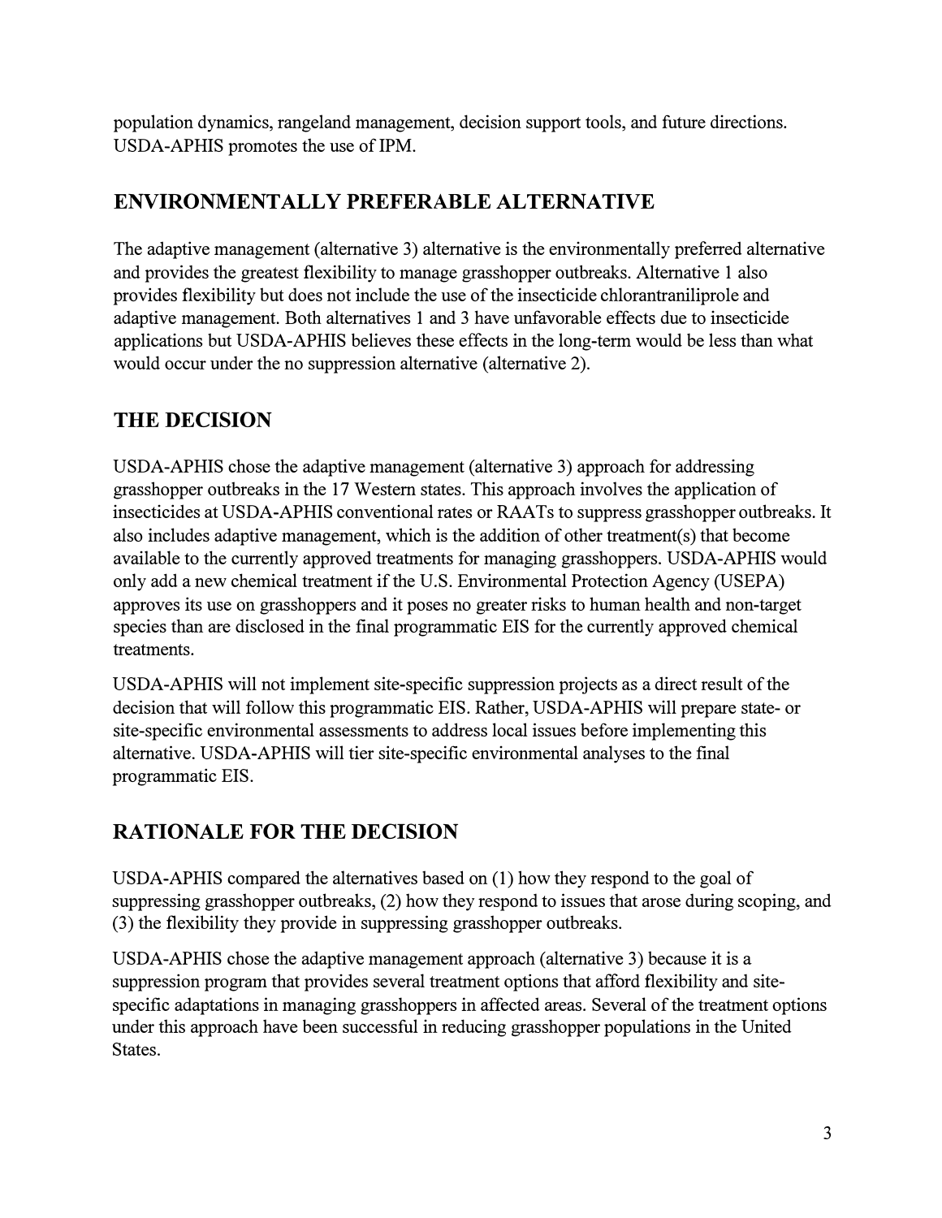population dynamics, rangeland management, decision support tools, and future directions. USDA-APHIS promotes the use of IPM.

## ENVIRONMENTALLY PREFERABLE ALTERNATIVE

The adaptive management (alternative 3) alternative is the environmentally preferred alternative and provides the greatest flexibility to manage grasshopper outbreaks. Alternative 1 also provides flexibility but does not include the use of the insecticide chlorantraniliprole and adaptive management. Both alternatives 1 and 3 have unfavorable effects due to insecticide applications but USDA-APHIS believes these effects in the long-term would be less than what would occur under the no suppression alternative (alternative 2).

## THE DECISION

USDA-APHIS chose the adaptive management (alternative 3) approach for addressing grasshopper outbreaks in the 17 Western states. This approach involves the application of insecticides at USDA-APHIS conventional rates or RAATs to suppress grasshopper outbreaks. It also includes adaptive management, which is the addition of other treatment(s) that become available to the currently approved treatments for managing grasshoppers. USDA-APHIS would only add a new chemical treatment if the U.S. Environmental Protection Agency (USEPA) approves its use on grasshoppers and it poses no greater risks to human health and non-target species than are disclosed in the final programmatic EIS for the currently approved chemical treatments.

USDA-APHIS will not implement site-specific suppression projects as a direct result of the decision that will follow this programmatic EIS. Rather, USDA-APHIS will prepare state- or site-specific environmental assessments to address local issues before implementing this alternative. USDA-APHIS will tier site-specific environmental analyses to the final programmatic EIS.

## RATIONALE FOR THE DECISION

USDA-APHIS compared the alternatives based on (1) how they respond to the goal of suppressing grasshopper outbreaks, (2) how they respond to issues that arose during scoping, and (3) the flexibility they provide in suppressing grasshopper outbreaks.

USDA-APHIS chose the adaptive management approach (alternative 3) because it is a suppression program that provides several treatment options that afford flexibility and site-specific adaptations in managing grasshoppers in affected areas. Several of the treatment options under this approach have been successful in reducing grasshopper populations in the United States.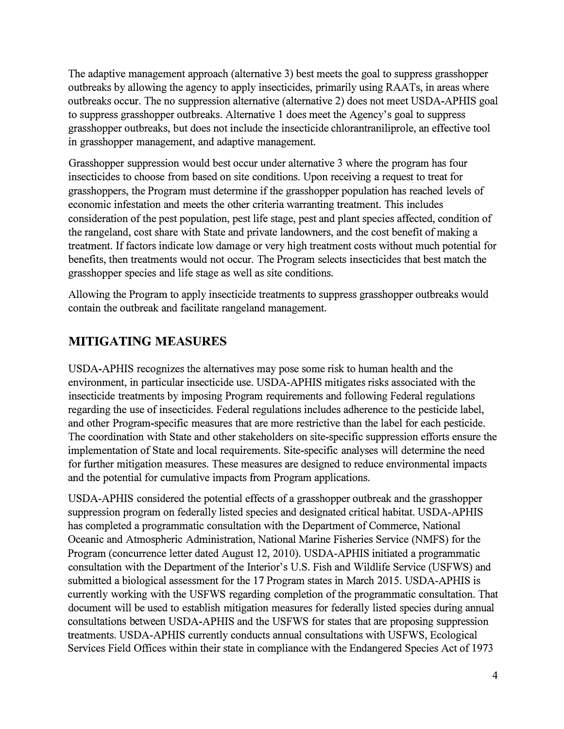The adaptive management approach (alternative 3) best meets the goal to suppress grasshopper outbreaks by allowing the agency to apply insecticides, primarily using RAATs, in areas where outbreaks occur. The no suppression alternative (alternative 2) does not meet USDA-APHIS goal to suppress grasshopper outbreaks. Alternative 1 does meet the Agency's goal to suppress grasshopper outbreaks, but does not include the insecticide chlorantraniliprole, an effective tool in grasshopper management, and adaptive management.

Grasshopper suppression would best occur under alternative 3 where the program has four insecticides to choose from based on site conditions. Upon receiving a request to treat for grasshoppers, the Program must determine if the grasshopper population has reached levels of economic infestation and meets the other criteria warranting treatment. This includes consideration of the pest population, pest life stage, pest and plant species affected, condition of the rangeland, cost share with State and private landowners, and the cost benefit of making a treatment. If factors indicate low damage or very high treatment costs without much potential for benefits, then treatments would not occur. The Program selects insecticides that best match the grasshopper species and life stage as well as site conditions.

Allowing the Program to apply insecticide treatments to suppress grasshopper outbreaks would contain the outbreak and facilitate rangeland management.

## MITIGATING MEASURES

USDA-APHIS recognizes the alternatives may pose some risk to human health and the environment, in particular insecticide use. USDA-APHIS mitigates risks associated with the insecticide treatments by imposing Program requirements and following Federal regulations regarding the use of insecticides. Federal regulations includes adherence to the pesticide label, and other Program-specific measures that are more restrictive than the label for each pesticide. The coordination with State and other stakeholders on site-specific suppression efforts ensure the implementation of State and local requirements. Site-specific analyses will determine the need for further mitigation measures. These measures are designed to reduce environmental impacts and the potential for cumulative impacts from Program applications.

USDA-APHIS considered the potential effects of a grasshopper outbreak and the grasshopper suppression program on federally listed species and designated critical habitat. USDA-APHIS has completed a programmatic consultation with the Department of Commerce, National Oceanic and Atmospheric Administration, National Marine Fisheries Service (NMFS) for the Program (concurrence letter dated August 12, 2010). USDA-APHIS initiated a programmatic consultation with the Department of the Interior's U.S. Fish and Wildlife Service (USFWS) and submitted a biological assessment for the 17 Program states in March 2015. USDA-APHIS is currently working with the USFWS regarding completion of the programmatic consultation. That document will be used to establish mitigation measures for federally listed species during annual consultations between USDA-APHIS and the USFWS for states that are proposing suppression treatments. USDA-APHIS currently conducts annual consultations with USFWS, Ecological Services Field Offices within their state in compliance with the Endangered Species Act of 1973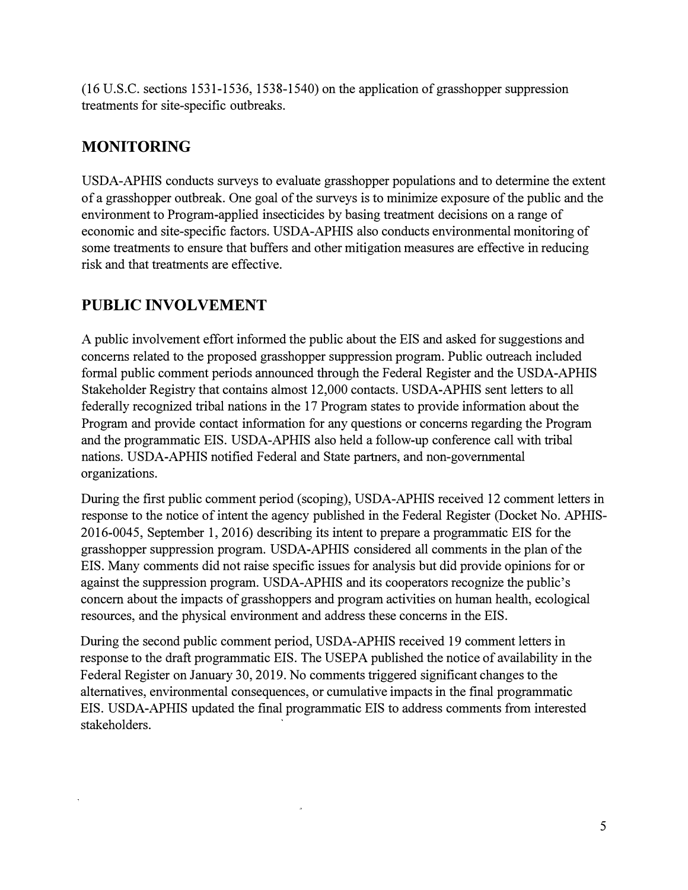(16 U.S.C. sections 1531-1536, 1538-1540) on the application of grasshopper suppression treatments for site-specific outbreaks.

## MONITORING

USDA-APHIS conducts surveys to evaluate grasshopper populations and to determine the extent of a grasshopper outbreak. One goal of the surveys is to minimize exposure of the public and the environment to Program-applied insecticides by basing treatment decisions on a range of economic and site-specific factors. USDA-APHIS also conducts environmental monitoring of some treatments to ensure that buffers and other mitigation measures are effective in reducing risk and that treatments are effective.

## PUBLIC INVOLVEMENT

A public involvement effort informed the public about the EIS and asked for suggestions and concerns related to the proposed grasshopper suppression program. Public outreach included formal public comment periods announced through the Federal Register and the USDA-APHIS Stakeholder Registry that contains almost 12,000 contacts. USDA-APHIS sent letters to all federally recognized tribal nations in the 17 Program states to provide information about the Program and provide contact information for any questions or concerns regarding the Program and the programmatic EIS. USDA-APHIS also held a follow-up conference call with tribal nations. USDA-APHIS notified Federal and State partners, and non-governmental organizations.

During the first public comment period (scoping), USDA-APHIS received 12 comment letters in response to the notice of intent the agency published in the Federal Register (Docket No. APHIS-2016-0045, September 1, 2016) describing its intent to prepare a programmatic EIS for the grasshopper suppression program. USDA-APHIS considered all comments in the plan of the EIS. Many comments did not raise specific issues for analysis but did provide opinions for or against the suppression program. USDA-APHIS and its cooperators recognize the public's concern about the impacts of grasshoppers and program activities on human health, ecological resources, and the physical environment and address these concerns in the EIS.

During the second public comment period, USDA-APHIS received 19 comment letters in response to the draft programmatic EIS. The USEPA published the notice of availability in the Federal Register on January 30, 2019. No comments triggered significant changes to the alternatives, environmental consequences, or cumulative impacts in the final programmatic EIS. USDA-APHIS updated the final programmatic EIS to address comments from interested stakeholders.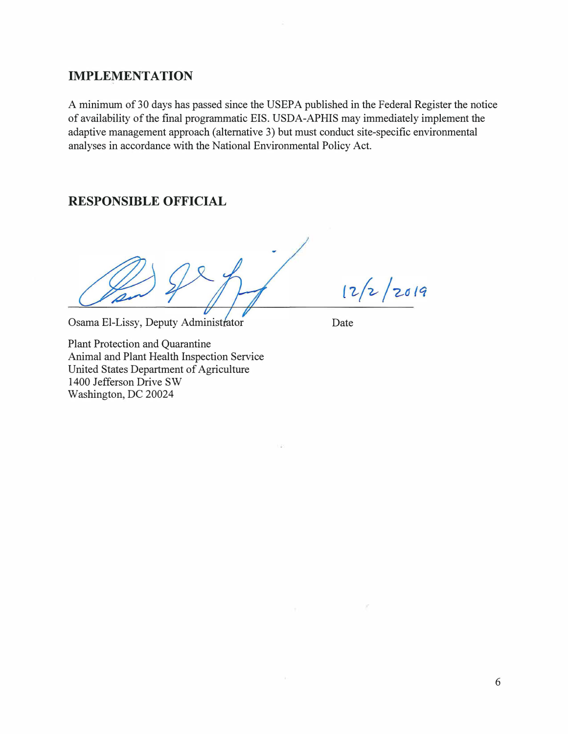## IMPLEMENTATION

A minimum of 30 days has passed since the USEPA published in the Federal Register the notice of availability of the final programmatic EIS. USDA-APHIS may immediately implement the adaptive management approach (alternative 3) but must conduct site-specific environmental analyses in accordance with the National Environmental Policy Act.

## RESPONSIBLE OFFICIAL

12/2/2019

Osama El-Lissy, Deputy Administrator

Date

Plant Protection and Quarantine
Animal and Plant Health Inspection Service
United States Department of Agriculture
1400 Jefferson Drive SW
Washington, DC 20024